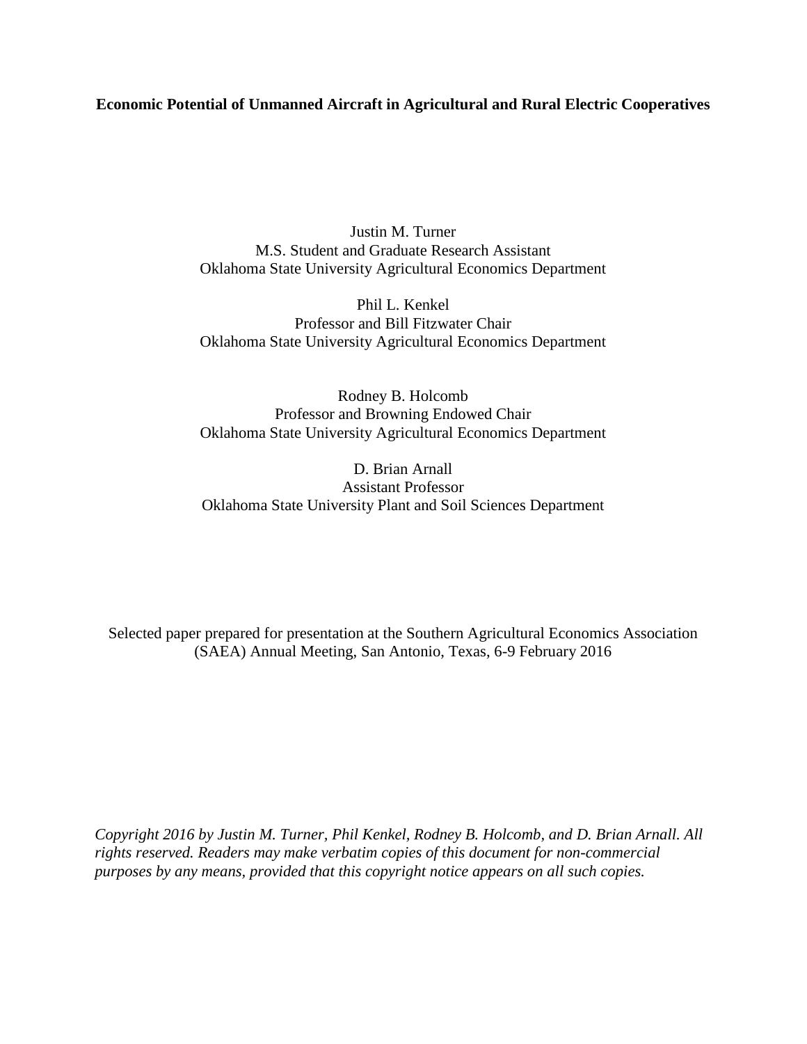# Economic Potential of Unmanned Aircraft in Agricultural and Rural Electric Cooperatives

Justin M. Turner
M.S. Student and Graduate Research Assistant
Oklahoma State University Agricultural Economics Department

Phil L. Kenkel
Professor and Bill Fitzwater Chair
Oklahoma State University Agricultural Economics Department

Rodney B. Holcomb
Professor and Browning Endowed Chair
Oklahoma State University Agricultural Economics Department

D. Brian Arnall
Assistant Professor
Oklahoma State University Plant and Soil Sciences Department

Selected paper prepared for presentation at the Southern Agricultural Economics Association (SAEA) Annual Meeting, San Antonio, Texas, 6-9 February 2016

*Copyright 2016 by Justin M. Turner, Phil Kenkel, Rodney B. Holcomb, and D. Brian Arnall. All rights reserved. Readers may make verbatim copies of this document for non-commercial purposes by any means, provided that this copyright notice appears on all such copies.*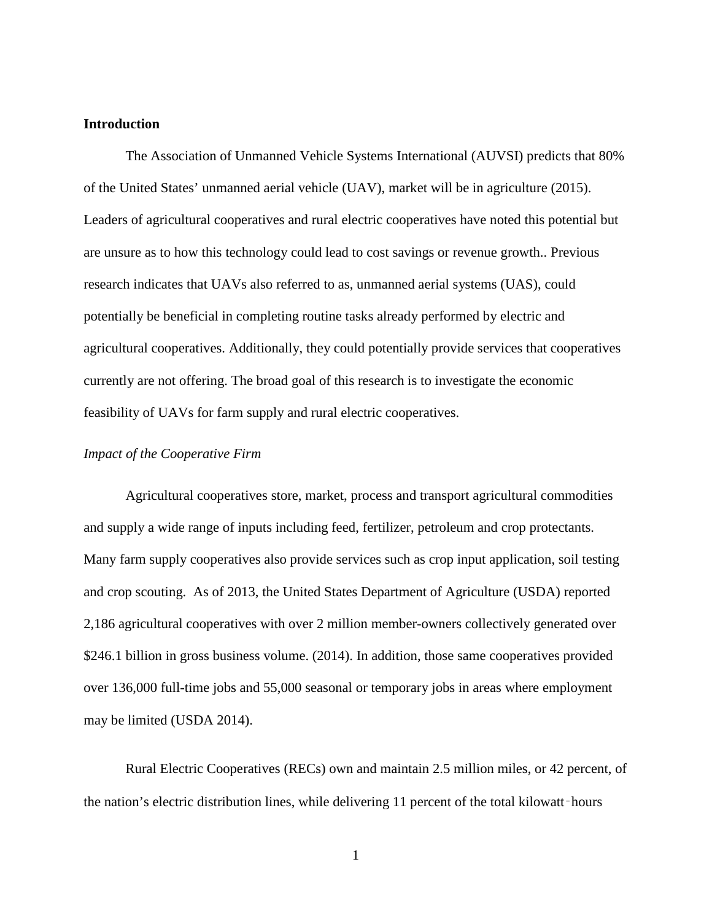**Introduction**

The Association of Unmanned Vehicle Systems International (AUVSI) predicts that 80% of the United States' unmanned aerial vehicle (UAV), market will be in agriculture (2015). Leaders of agricultural cooperatives and rural electric cooperatives have noted this potential but are unsure as to how this technology could lead to cost savings or revenue growth.. Previous research indicates that UAVs also referred to as, unmanned aerial systems (UAS), could potentially be beneficial in completing routine tasks already performed by electric and agricultural cooperatives. Additionally, they could potentially provide services that cooperatives currently are not offering. The broad goal of this research is to investigate the economic feasibility of UAVs for farm supply and rural electric cooperatives.

*Impact of the Cooperative Firm*

Agricultural cooperatives store, market, process and transport agricultural commodities and supply a wide range of inputs including feed, fertilizer, petroleum and crop protectants. Many farm supply cooperatives also provide services such as crop input application, soil testing and crop scouting. As of 2013, the United States Department of Agriculture (USDA) reported 2,186 agricultural cooperatives with over 2 million member-owners collectively generated over $246.1 billion in gross business volume. (2014). In addition, those same cooperatives provided over 136,000 full-time jobs and 55,000 seasonal or temporary jobs in areas where employment may be limited (USDA 2014).

Rural Electric Cooperatives (RECs) own and maintain 2.5 million miles, or 42 percent, of the nation's electric distribution lines, while delivering 11 percent of the total kilowatt‑hours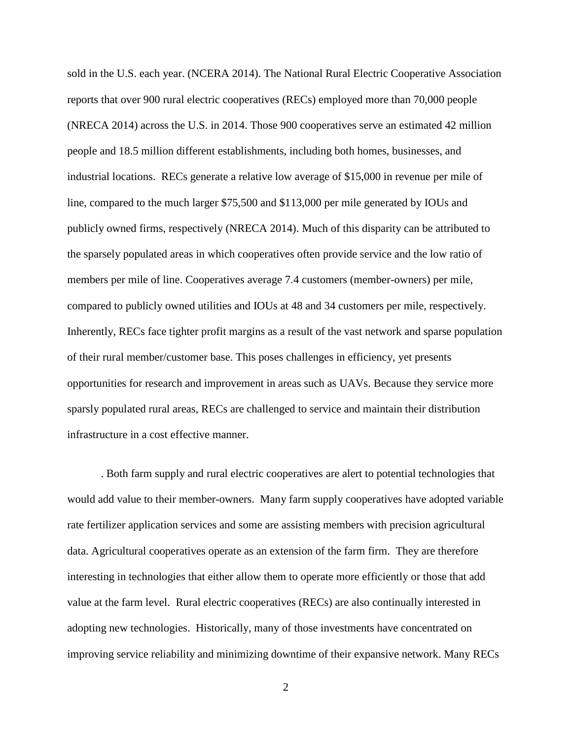sold in the U.S. each year. (NCERA 2014). The National Rural Electric Cooperative Association reports that over 900 rural electric cooperatives (RECs) employed more than 70,000 people (NRECA 2014) across the U.S. in 2014. Those 900 cooperatives serve an estimated 42 million people and 18.5 million different establishments, including both homes, businesses, and industrial locations. RECs generate a relative low average of $15,000 in revenue per mile of line, compared to the much larger $75,500 and $113,000 per mile generated by IOUs and publicly owned firms, respectively (NRECA 2014). Much of this disparity can be attributed to the sparsely populated areas in which cooperatives often provide service and the low ratio of members per mile of line. Cooperatives average 7.4 customers (member-owners) per mile, compared to publicly owned utilities and IOUs at 48 and 34 customers per mile, respectively. Inherently, RECs face tighter profit margins as a result of the vast network and sparse population of their rural member/customer base. This poses challenges in efficiency, yet presents opportunities for research and improvement in areas such as UAVs. Because they service more sparsly populated rural areas, RECs are challenged to service and maintain their distribution infrastructure in a cost effective manner.

. Both farm supply and rural electric cooperatives are alert to potential technologies that would add value to their member-owners. Many farm supply cooperatives have adopted variable rate fertilizer application services and some are assisting members with precision agricultural data. Agricultural cooperatives operate as an extension of the farm firm. They are therefore interesting in technologies that either allow them to operate more efficiently or those that add value at the farm level. Rural electric cooperatives (RECs) are also continually interested in adopting new technologies. Historically, many of those investments have concentrated on improving service reliability and minimizing downtime of their expansive network. Many RECs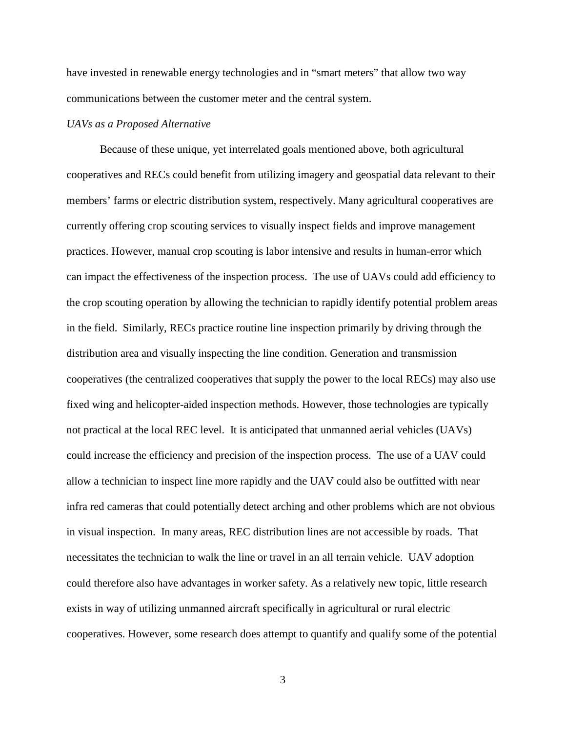have invested in renewable energy technologies and in "smart meters" that allow two way communications between the customer meter and the central system.

*UAVs as a Proposed Alternative*

Because of these unique, yet interrelated goals mentioned above, both agricultural cooperatives and RECs could benefit from utilizing imagery and geospatial data relevant to their members' farms or electric distribution system, respectively. Many agricultural cooperatives are currently offering crop scouting services to visually inspect fields and improve management practices. However, manual crop scouting is labor intensive and results in human-error which can impact the effectiveness of the inspection process. The use of UAVs could add efficiency to the crop scouting operation by allowing the technician to rapidly identify potential problem areas in the field. Similarly, RECs practice routine line inspection primarily by driving through the distribution area and visually inspecting the line condition. Generation and transmission cooperatives (the centralized cooperatives that supply the power to the local RECs) may also use fixed wing and helicopter-aided inspection methods. However, those technologies are typically not practical at the local REC level. It is anticipated that unmanned aerial vehicles (UAVs) could increase the efficiency and precision of the inspection process. The use of a UAV could allow a technician to inspect line more rapidly and the UAV could also be outfitted with near infra red cameras that could potentially detect arching and other problems which are not obvious in visual inspection. In many areas, REC distribution lines are not accessible by roads. That necessitates the technician to walk the line or travel in an all terrain vehicle. UAV adoption could therefore also have advantages in worker safety. As a relatively new topic, little research exists in way of utilizing unmanned aircraft specifically in agricultural or rural electric cooperatives. However, some research does attempt to quantify and qualify some of the potential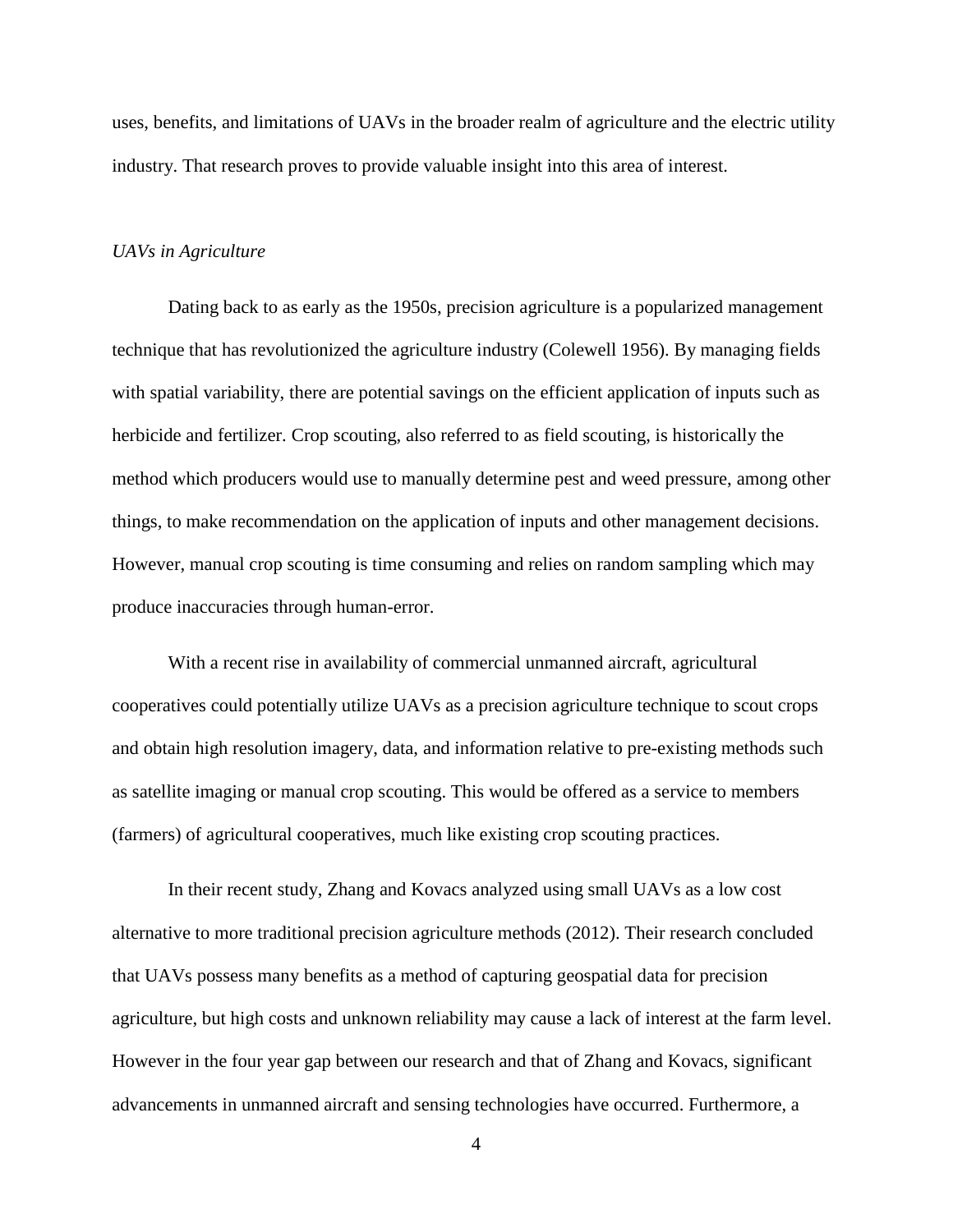uses, benefits, and limitations of UAVs in the broader realm of agriculture and the electric utility industry. That research proves to provide valuable insight into this area of interest.

### *UAVs in Agriculture*

Dating back to as early as the 1950s, precision agriculture is a popularized management technique that has revolutionized the agriculture industry (Colewell 1956). By managing fields with spatial variability, there are potential savings on the efficient application of inputs such as herbicide and fertilizer. Crop scouting, also referred to as field scouting, is historically the method which producers would use to manually determine pest and weed pressure, among other things, to make recommendation on the application of inputs and other management decisions. However, manual crop scouting is time consuming and relies on random sampling which may produce inaccuracies through human-error.

With a recent rise in availability of commercial unmanned aircraft, agricultural cooperatives could potentially utilize UAVs as a precision agriculture technique to scout crops and obtain high resolution imagery, data, and information relative to pre-existing methods such as satellite imaging or manual crop scouting. This would be offered as a service to members (farmers) of agricultural cooperatives, much like existing crop scouting practices.

In their recent study, Zhang and Kovacs analyzed using small UAVs as a low cost alternative to more traditional precision agriculture methods (2012). Their research concluded that UAVs possess many benefits as a method of capturing geospatial data for precision agriculture, but high costs and unknown reliability may cause a lack of interest at the farm level. However in the four year gap between our research and that of Zhang and Kovacs, significant advancements in unmanned aircraft and sensing technologies have occurred. Furthermore, a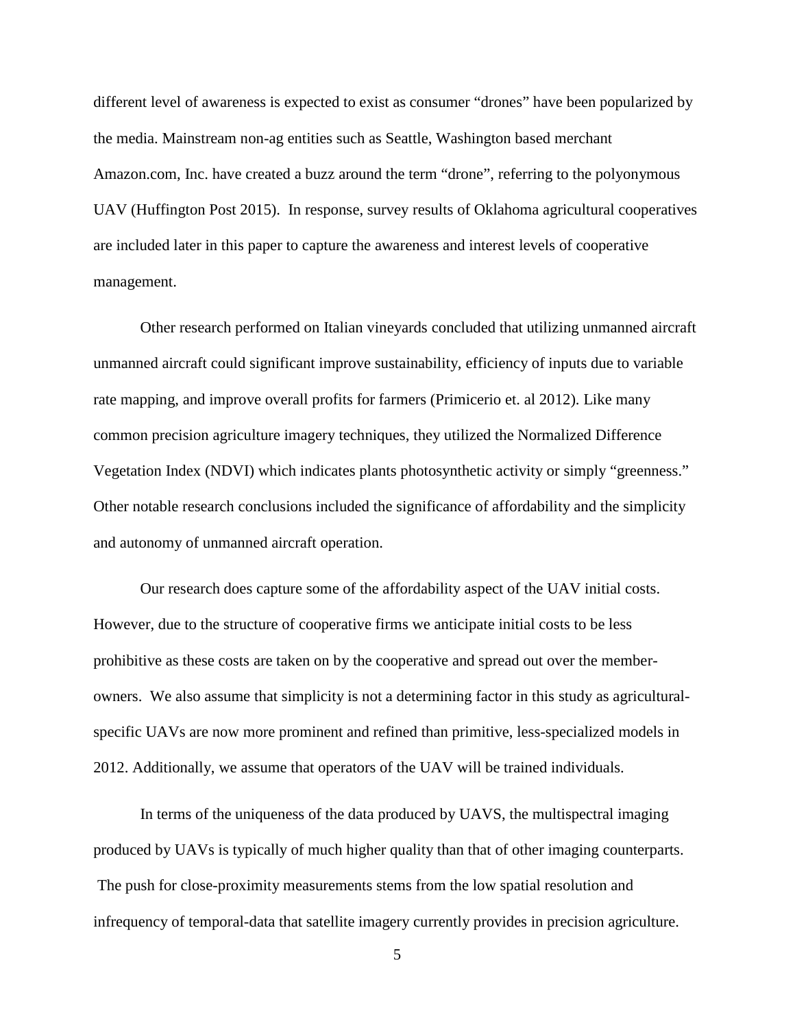different level of awareness is expected to exist as consumer "drones" have been popularized by the media. Mainstream non-ag entities such as Seattle, Washington based merchant Amazon.com, Inc. have created a buzz around the term "drone", referring to the polyonymous UAV (Huffington Post 2015). In response, survey results of Oklahoma agricultural cooperatives are included later in this paper to capture the awareness and interest levels of cooperative management.

Other research performed on Italian vineyards concluded that utilizing unmanned aircraft unmanned aircraft could significant improve sustainability, efficiency of inputs due to variable rate mapping, and improve overall profits for farmers (Primicerio et. al 2012). Like many common precision agriculture imagery techniques, they utilized the Normalized Difference Vegetation Index (NDVI) which indicates plants photosynthetic activity or simply "greenness." Other notable research conclusions included the significance of affordability and the simplicity and autonomy of unmanned aircraft operation.

Our research does capture some of the affordability aspect of the UAV initial costs. However, due to the structure of cooperative firms we anticipate initial costs to be less prohibitive as these costs are taken on by the cooperative and spread out over the member-owners. We also assume that simplicity is not a determining factor in this study as agricultural-specific UAVs are now more prominent and refined than primitive, less-specialized models in 2012. Additionally, we assume that operators of the UAV will be trained individuals.

In terms of the uniqueness of the data produced by UAVS, the multispectral imaging produced by UAVs is typically of much higher quality than that of other imaging counterparts. The push for close-proximity measurements stems from the low spatial resolution and infrequency of temporal-data that satellite imagery currently provides in precision agriculture.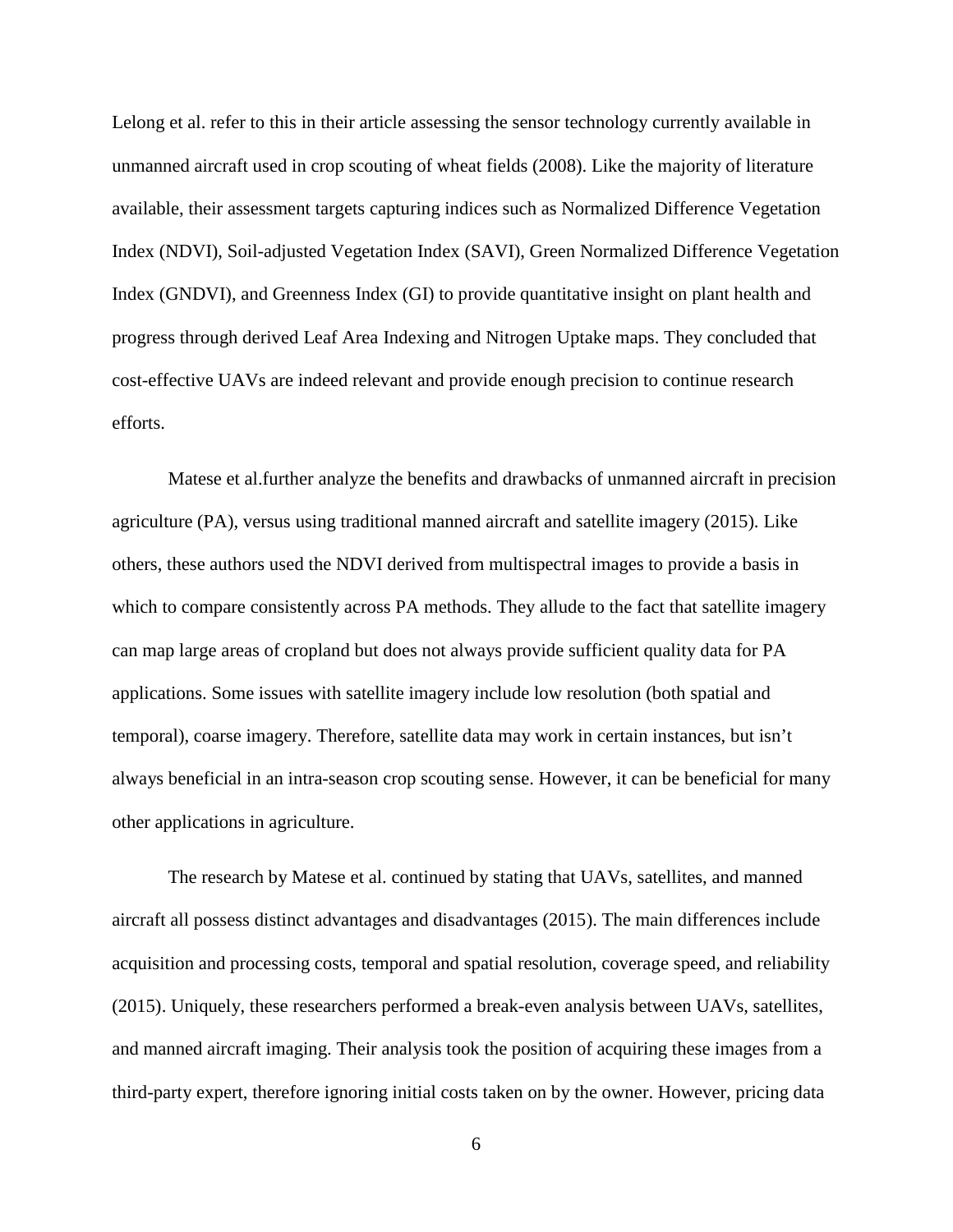Lelong et al. refer to this in their article assessing the sensor technology currently available in unmanned aircraft used in crop scouting of wheat fields (2008). Like the majority of literature available, their assessment targets capturing indices such as Normalized Difference Vegetation Index (NDVI), Soil-adjusted Vegetation Index (SAVI), Green Normalized Difference Vegetation Index (GNDVI), and Greenness Index (GI) to provide quantitative insight on plant health and progress through derived Leaf Area Indexing and Nitrogen Uptake maps. They concluded that cost-effective UAVs are indeed relevant and provide enough precision to continue research efforts.

Matese et al.further analyze the benefits and drawbacks of unmanned aircraft in precision agriculture (PA), versus using traditional manned aircraft and satellite imagery (2015). Like others, these authors used the NDVI derived from multispectral images to provide a basis in which to compare consistently across PA methods. They allude to the fact that satellite imagery can map large areas of cropland but does not always provide sufficient quality data for PA applications. Some issues with satellite imagery include low resolution (both spatial and temporal), coarse imagery. Therefore, satellite data may work in certain instances, but isn't always beneficial in an intra-season crop scouting sense. However, it can be beneficial for many other applications in agriculture.

The research by Matese et al. continued by stating that UAVs, satellites, and manned aircraft all possess distinct advantages and disadvantages (2015). The main differences include acquisition and processing costs, temporal and spatial resolution, coverage speed, and reliability (2015). Uniquely, these researchers performed a break-even analysis between UAVs, satellites, and manned aircraft imaging. Their analysis took the position of acquiring these images from a third-party expert, therefore ignoring initial costs taken on by the owner. However, pricing data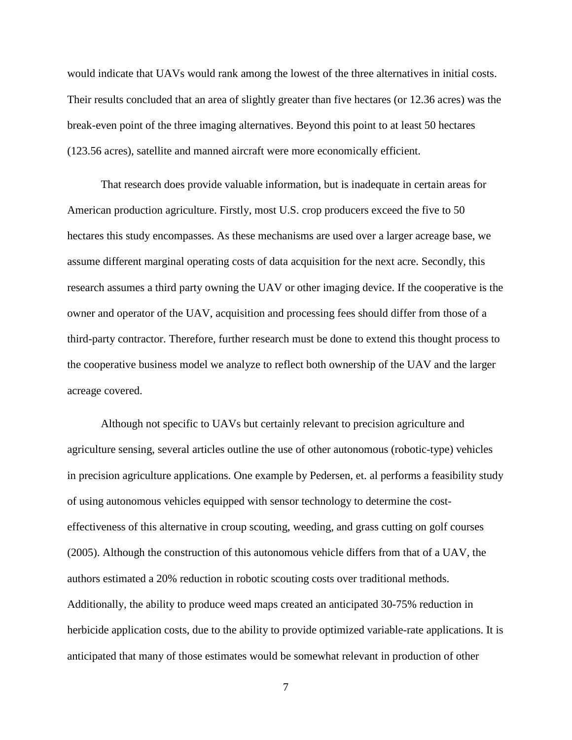would indicate that UAVs would rank among the lowest of the three alternatives in initial costs. Their results concluded that an area of slightly greater than five hectares (or 12.36 acres) was the break-even point of the three imaging alternatives. Beyond this point to at least 50 hectares (123.56 acres), satellite and manned aircraft were more economically efficient.

That research does provide valuable information, but is inadequate in certain areas for American production agriculture. Firstly, most U.S. crop producers exceed the five to 50 hectares this study encompasses. As these mechanisms are used over a larger acreage base, we assume different marginal operating costs of data acquisition for the next acre. Secondly, this research assumes a third party owning the UAV or other imaging device. If the cooperative is the owner and operator of the UAV, acquisition and processing fees should differ from those of a third-party contractor. Therefore, further research must be done to extend this thought process to the cooperative business model we analyze to reflect both ownership of the UAV and the larger acreage covered.

Although not specific to UAVs but certainly relevant to precision agriculture and agriculture sensing, several articles outline the use of other autonomous (robotic-type) vehicles in precision agriculture applications. One example by Pedersen, et. al performs a feasibility study of using autonomous vehicles equipped with sensor technology to determine the cost-effectiveness of this alternative in croup scouting, weeding, and grass cutting on golf courses (2005). Although the construction of this autonomous vehicle differs from that of a UAV, the authors estimated a 20% reduction in robotic scouting costs over traditional methods. Additionally, the ability to produce weed maps created an anticipated 30-75% reduction in herbicide application costs, due to the ability to provide optimized variable-rate applications. It is anticipated that many of those estimates would be somewhat relevant in production of other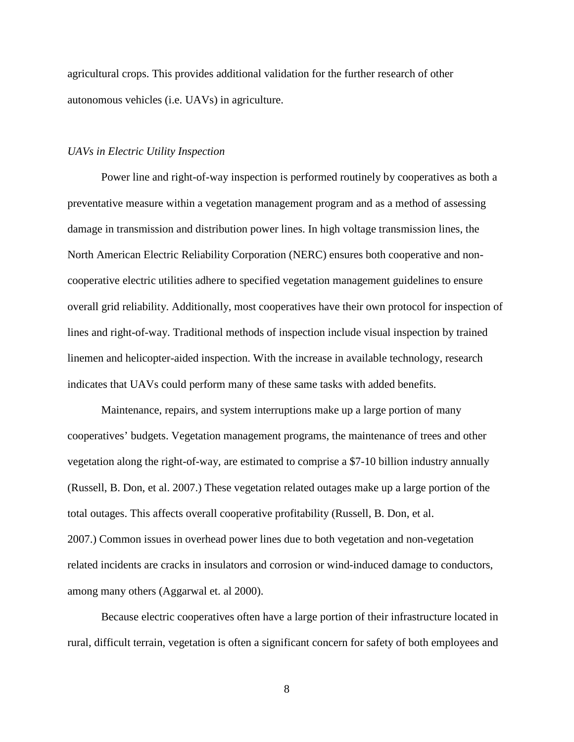agricultural crops. This provides additional validation for the further research of other autonomous vehicles (i.e. UAVs) in agriculture.

*UAVs in Electric Utility Inspection*

Power line and right-of-way inspection is performed routinely by cooperatives as both a preventative measure within a vegetation management program and as a method of assessing damage in transmission and distribution power lines. In high voltage transmission lines, the North American Electric Reliability Corporation (NERC) ensures both cooperative and non-cooperative electric utilities adhere to specified vegetation management guidelines to ensure overall grid reliability. Additionally, most cooperatives have their own protocol for inspection of lines and right-of-way. Traditional methods of inspection include visual inspection by trained linemen and helicopter-aided inspection. With the increase in available technology, research indicates that UAVs could perform many of these same tasks with added benefits.

Maintenance, repairs, and system interruptions make up a large portion of many cooperatives' budgets. Vegetation management programs, the maintenance of trees and other vegetation along the right-of-way, are estimated to comprise a $7-10 billion industry annually (Russell, B. Don, et al. 2007.) These vegetation related outages make up a large portion of the total outages. This affects overall cooperative profitability (Russell, B. Don, et al. 2007.) Common issues in overhead power lines due to both vegetation and non-vegetation related incidents are cracks in insulators and corrosion or wind-induced damage to conductors, among many others (Aggarwal et. al 2000).

Because electric cooperatives often have a large portion of their infrastructure located in rural, difficult terrain, vegetation is often a significant concern for safety of both employees and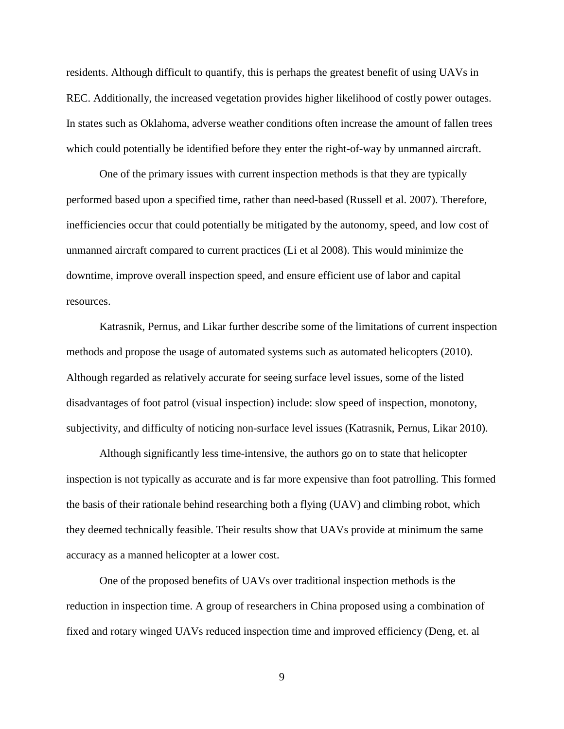residents. Although difficult to quantify, this is perhaps the greatest benefit of using UAVs in REC. Additionally, the increased vegetation provides higher likelihood of costly power outages. In states such as Oklahoma, adverse weather conditions often increase the amount of fallen trees which could potentially be identified before they enter the right-of-way by unmanned aircraft.

One of the primary issues with current inspection methods is that they are typically performed based upon a specified time, rather than need-based (Russell et al. 2007). Therefore, inefficiencies occur that could potentially be mitigated by the autonomy, speed, and low cost of unmanned aircraft compared to current practices (Li et al 2008). This would minimize the downtime, improve overall inspection speed, and ensure efficient use of labor and capital resources.

Katrasnik, Pernus, and Likar further describe some of the limitations of current inspection methods and propose the usage of automated systems such as automated helicopters (2010). Although regarded as relatively accurate for seeing surface level issues, some of the listed disadvantages of foot patrol (visual inspection) include: slow speed of inspection, monotony, subjectivity, and difficulty of noticing non-surface level issues (Katrasnik, Pernus, Likar 2010).

Although significantly less time-intensive, the authors go on to state that helicopter inspection is not typically as accurate and is far more expensive than foot patrolling. This formed the basis of their rationale behind researching both a flying (UAV) and climbing robot, which they deemed technically feasible. Their results show that UAVs provide at minimum the same accuracy as a manned helicopter at a lower cost.

One of the proposed benefits of UAVs over traditional inspection methods is the reduction in inspection time. A group of researchers in China proposed using a combination of fixed and rotary winged UAVs reduced inspection time and improved efficiency (Deng, et. al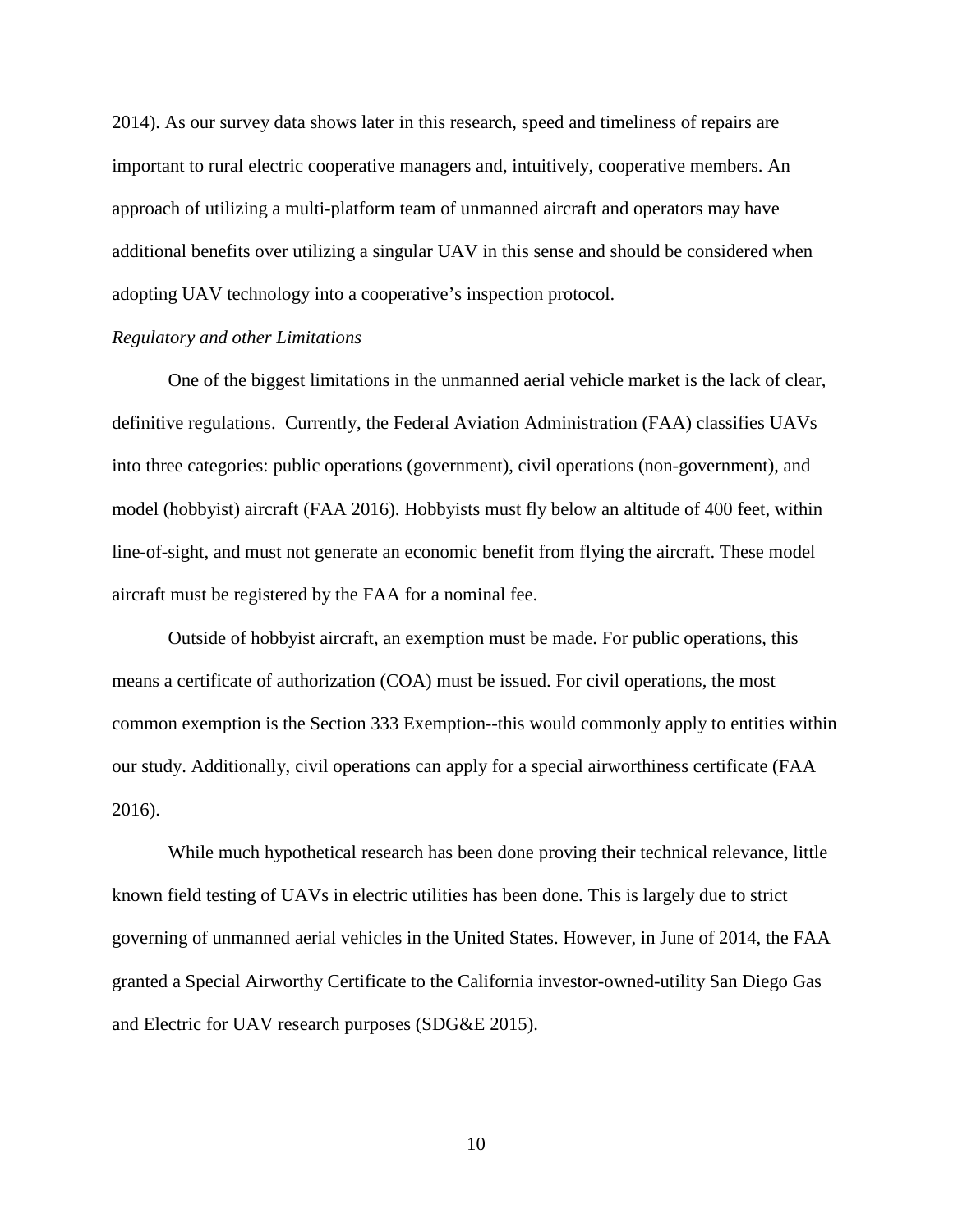2014). As our survey data shows later in this research, speed and timeliness of repairs are important to rural electric cooperative managers and, intuitively, cooperative members. An approach of utilizing a multi-platform team of unmanned aircraft and operators may have additional benefits over utilizing a singular UAV in this sense and should be considered when adopting UAV technology into a cooperative's inspection protocol.

*Regulatory and other Limitations*

One of the biggest limitations in the unmanned aerial vehicle market is the lack of clear, definitive regulations. Currently, the Federal Aviation Administration (FAA) classifies UAVs into three categories: public operations (government), civil operations (non-government), and model (hobbyist) aircraft (FAA 2016). Hobbyists must fly below an altitude of 400 feet, within line-of-sight, and must not generate an economic benefit from flying the aircraft. These model aircraft must be registered by the FAA for a nominal fee.

Outside of hobbyist aircraft, an exemption must be made. For public operations, this means a certificate of authorization (COA) must be issued. For civil operations, the most common exemption is the Section 333 Exemption--this would commonly apply to entities within our study. Additionally, civil operations can apply for a special airworthiness certificate (FAA 2016).

While much hypothetical research has been done proving their technical relevance, little known field testing of UAVs in electric utilities has been done. This is largely due to strict governing of unmanned aerial vehicles in the United States. However, in June of 2014, the FAA granted a Special Airworthy Certificate to the California investor-owned-utility San Diego Gas and Electric for UAV research purposes (SDG&E 2015).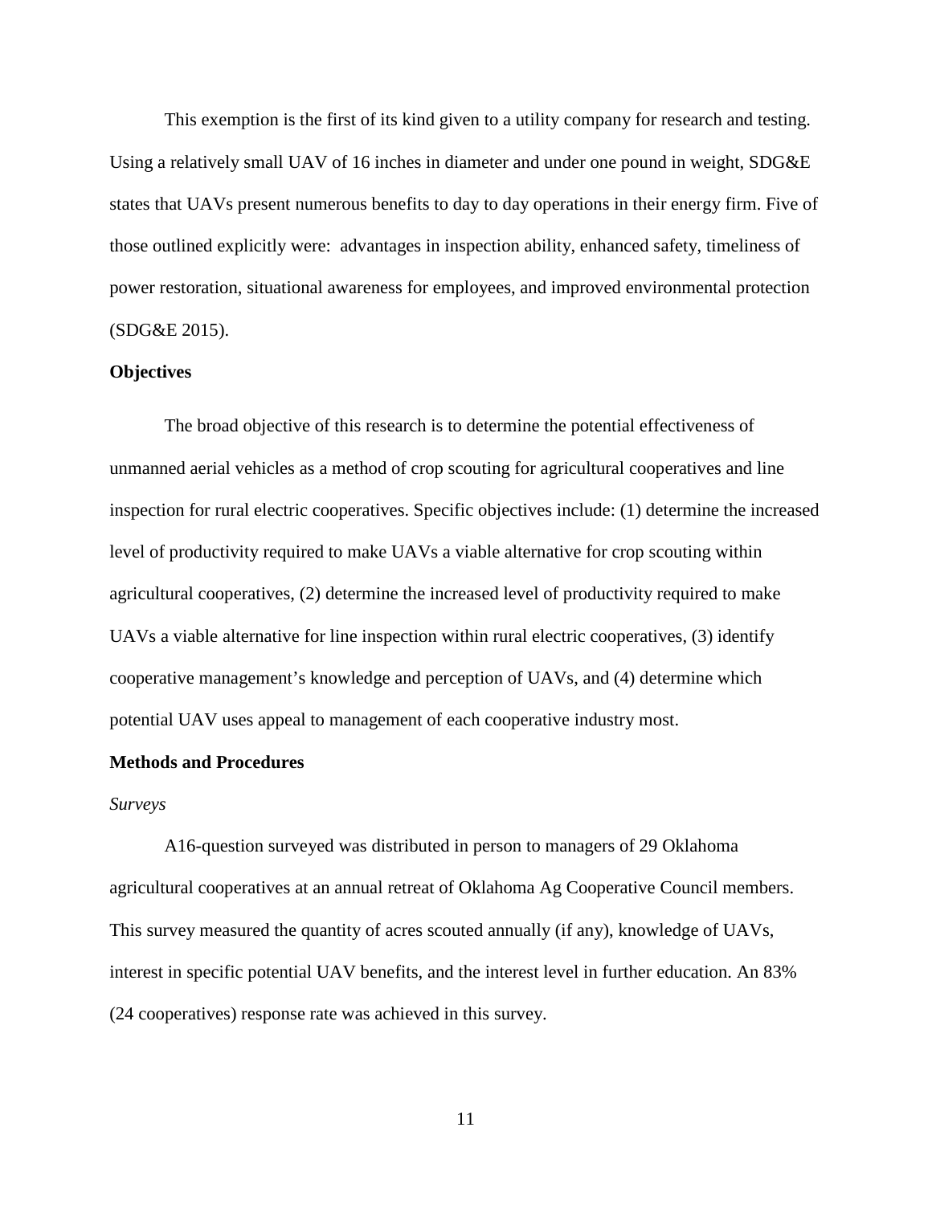This exemption is the first of its kind given to a utility company for research and testing. Using a relatively small UAV of 16 inches in diameter and under one pound in weight, SDG&E states that UAVs present numerous benefits to day to day operations in their energy firm. Five of those outlined explicitly were: advantages in inspection ability, enhanced safety, timeliness of power restoration, situational awareness for employees, and improved environmental protection (SDG&E 2015).

**Objectives**

The broad objective of this research is to determine the potential effectiveness of unmanned aerial vehicles as a method of crop scouting for agricultural cooperatives and line inspection for rural electric cooperatives. Specific objectives include: (1) determine the increased level of productivity required to make UAVs a viable alternative for crop scouting within agricultural cooperatives, (2) determine the increased level of productivity required to make UAVs a viable alternative for line inspection within rural electric cooperatives, (3) identify cooperative management's knowledge and perception of UAVs, and (4) determine which potential UAV uses appeal to management of each cooperative industry most.

**Methods and Procedures**

*Surveys*

A16-question surveyed was distributed in person to managers of 29 Oklahoma agricultural cooperatives at an annual retreat of Oklahoma Ag Cooperative Council members. This survey measured the quantity of acres scouted annually (if any), knowledge of UAVs, interest in specific potential UAV benefits, and the interest level in further education. An 83% (24 cooperatives) response rate was achieved in this survey.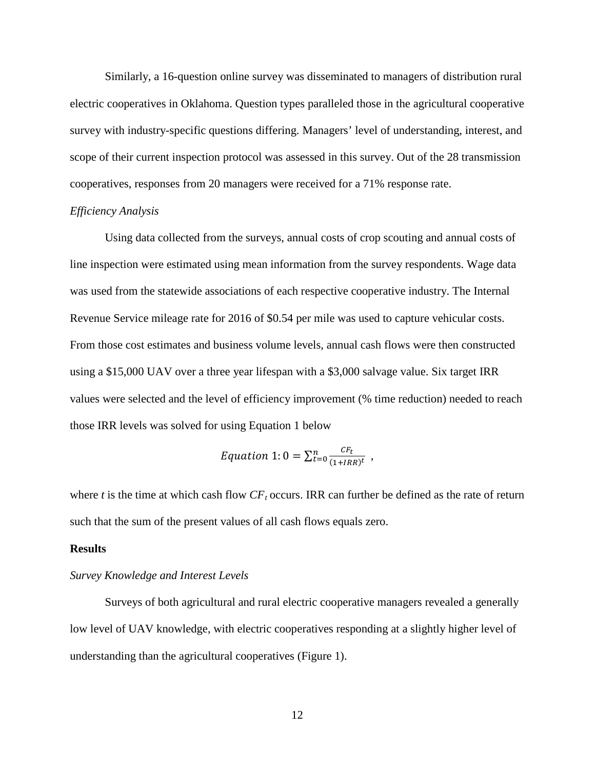Similarly, a 16-question online survey was disseminated to managers of distribution rural electric cooperatives in Oklahoma. Question types paralleled those in the agricultural cooperative survey with industry-specific questions differing. Managers' level of understanding, interest, and scope of their current inspection protocol was assessed in this survey. Out of the 28 transmission cooperatives, responses from 20 managers were received for a 71% response rate.

*Efficiency Analysis*

Using data collected from the surveys, annual costs of crop scouting and annual costs of line inspection were estimated using mean information from the survey respondents. Wage data was used from the statewide associations of each respective cooperative industry. The Internal Revenue Service mileage rate for 2016 of $0.54 per mile was used to capture vehicular costs. From those cost estimates and business volume levels, annual cash flows were then constructed using a $15,000 UAV over a three year lifespan with a $3,000 salvage value. Six target IRR values were selected and the level of efficiency improvement (% time reduction) needed to reach those IRR levels was solved for using Equation 1 below

$$Equation\ 1: 0 = \sum_{t=0}^{n} \frac{CF_t}{(1+IRR)^t} \ ,$$

where $t$ is the time at which cash flow $CF_t$ occurs. IRR can further be defined as the rate of return such that the sum of the present values of all cash flows equals zero.

## Results

*Survey Knowledge and Interest Levels*

Surveys of both agricultural and rural electric cooperative managers revealed a generally low level of UAV knowledge, with electric cooperatives responding at a slightly higher level of understanding than the agricultural cooperatives (Figure 1).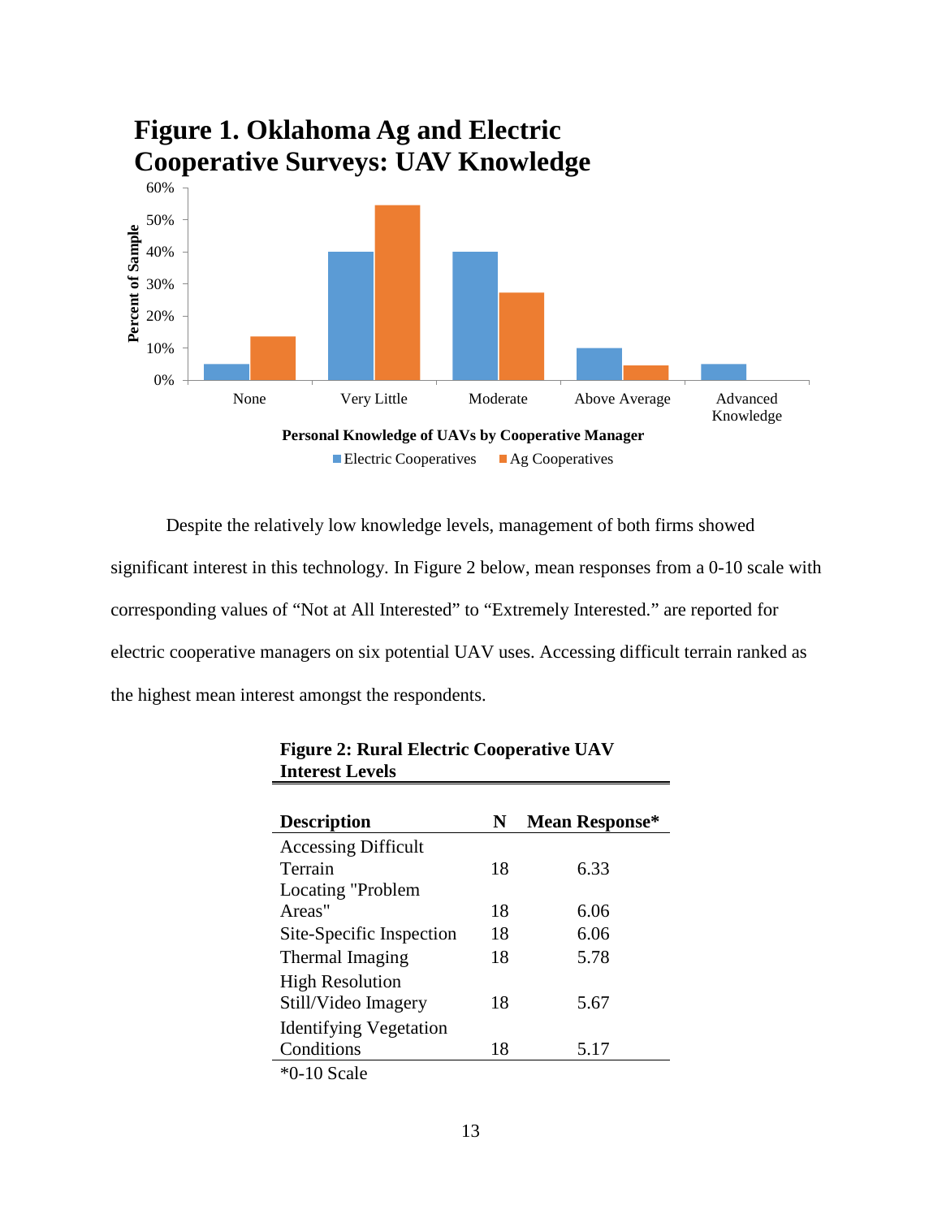**Figure 1. Oklahoma Ag and Electric Cooperative Surveys: UAV Knowledge**

Despite the relatively low knowledge levels, management of both firms showed significant interest in this technology. In Figure 2 below, mean responses from a 0-10 scale with corresponding values of "Not at All Interested" to "Extremely Interested." are reported for electric cooperative managers on six potential UAV uses. Accessing difficult terrain ranked as the highest mean interest amongst the respondents.

**Figure 2: Rural Electric Cooperative UAV Interest Levels**

| Description | N | Mean Response* |
|---|---|---|
| Accessing Difficult Terrain | 18 | 6.33 |
| Locating "Problem Areas" | 18 | 6.06 |
| Site-Specific Inspection | 18 | 6.06 |
| Thermal Imaging | 18 | 5.78 |
| High Resolution Still/Video Imagery | 18 | 5.67 |
| Identifying Vegetation Conditions | 18 | 5.17 |

*0-10 Scale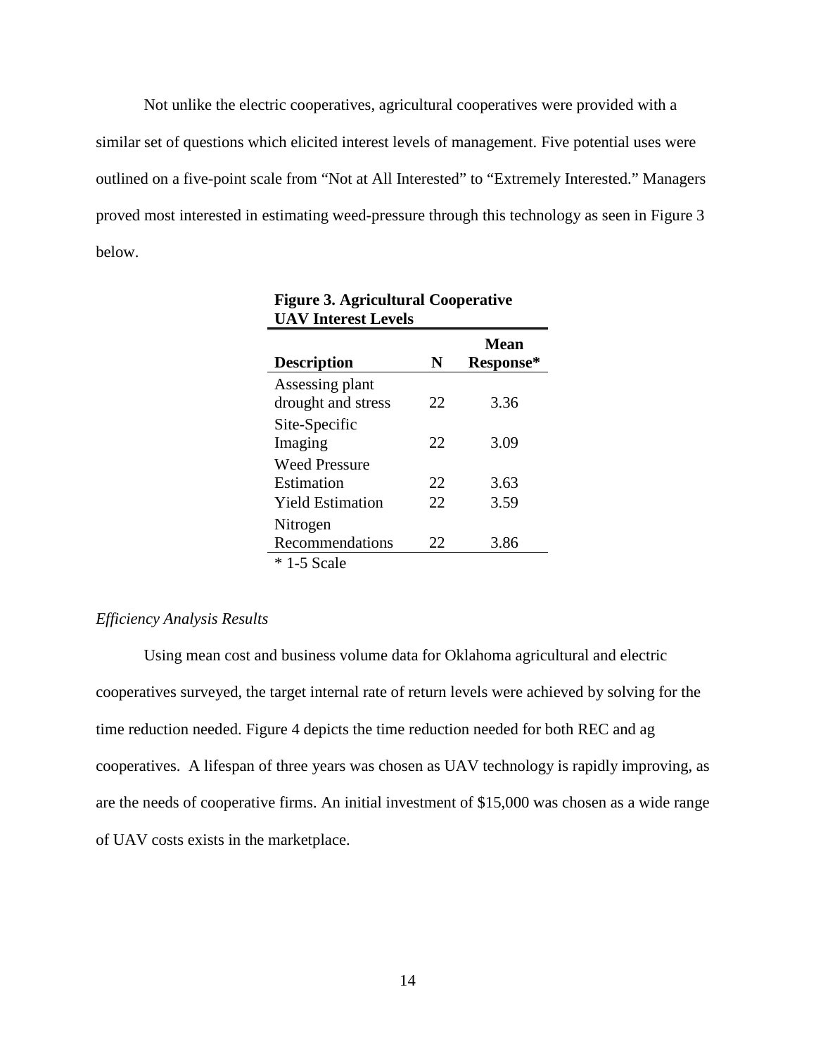Not unlike the electric cooperatives, agricultural cooperatives were provided with a similar set of questions which elicited interest levels of management. Five potential uses were outlined on a five-point scale from "Not at All Interested" to "Extremely Interested." Managers proved most interested in estimating weed-pressure through this technology as seen in Figure 3 below.

**Figure 3. Agricultural Cooperative UAV Interest Levels**

| Description | N | Mean Response* |
|---|---|---|
| Assessing plant drought and stress | 22 | 3.36 |
| Site-Specific Imaging | 22 | 3.09 |
| Weed Pressure Estimation | 22 | 3.63 |
| Yield Estimation | 22 | 3.59 |
| Nitrogen Recommendations | 22 | 3.86 |

* 1-5 Scale

*Efficiency Analysis Results*

Using mean cost and business volume data for Oklahoma agricultural and electric cooperatives surveyed, the target internal rate of return levels were achieved by solving for the time reduction needed. Figure 4 depicts the time reduction needed for both REC and ag cooperatives. A lifespan of three years was chosen as UAV technology is rapidly improving, as are the needs of cooperative firms. An initial investment of $15,000 was chosen as a wide range of UAV costs exists in the marketplace.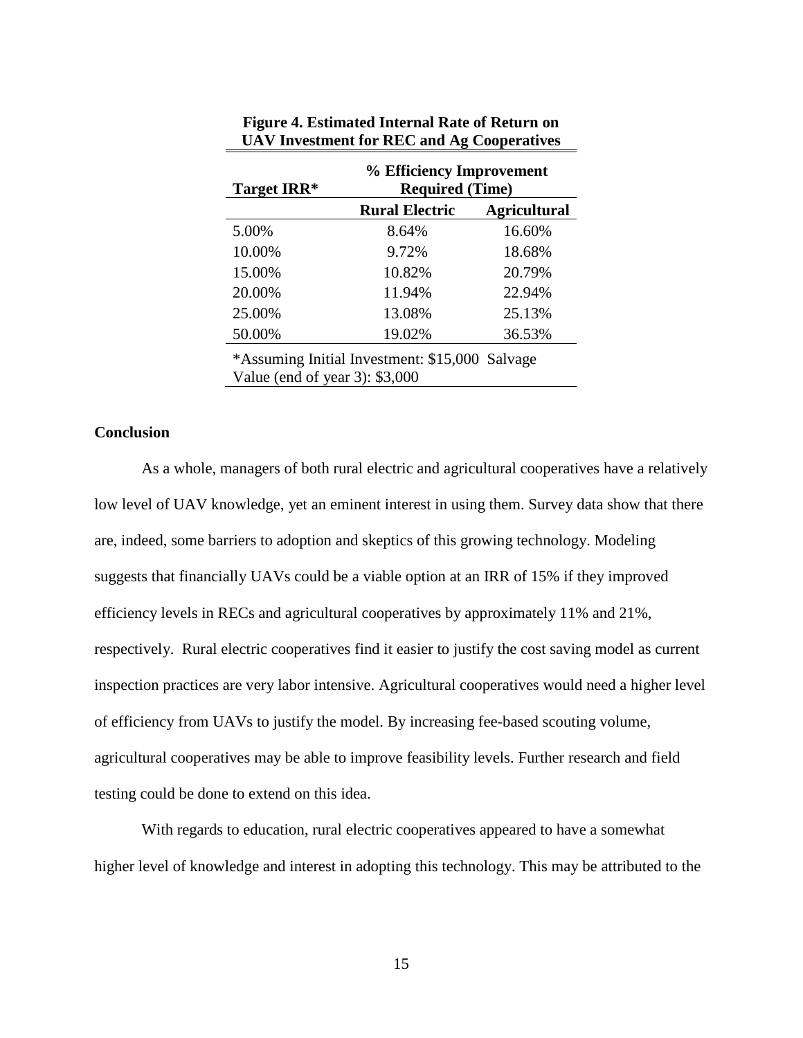**Figure 4. Estimated Internal Rate of Return on UAV Investment for REC and Ag Cooperatives**

| Target IRR* | % Efficiency Improvement Required (Time) | |
|---|---|---|
| | **Rural Electric** | **Agricultural** |
| 5.00% | 8.64% | 16.60% |
| 10.00% | 9.72% | 18.68% |
| 15.00% | 10.82% | 20.79% |
| 20.00% | 11.94% | 22.94% |
| 25.00% | 13.08% | 25.13% |
| 50.00% | 19.02% | 36.53% |

*Assuming Initial Investment: $15,000 Salvage Value (end of year 3): $3,000

## Conclusion

As a whole, managers of both rural electric and agricultural cooperatives have a relatively low level of UAV knowledge, yet an eminent interest in using them. Survey data show that there are, indeed, some barriers to adoption and skeptics of this growing technology. Modeling suggests that financially UAVs could be a viable option at an IRR of 15% if they improved efficiency levels in RECs and agricultural cooperatives by approximately 11% and 21%, respectively. Rural electric cooperatives find it easier to justify the cost saving model as current inspection practices are very labor intensive. Agricultural cooperatives would need a higher level of efficiency from UAVs to justify the model. By increasing fee-based scouting volume, agricultural cooperatives may be able to improve feasibility levels. Further research and field testing could be done to extend on this idea.

With regards to education, rural electric cooperatives appeared to have a somewhat higher level of knowledge and interest in adopting this technology. This may be attributed to the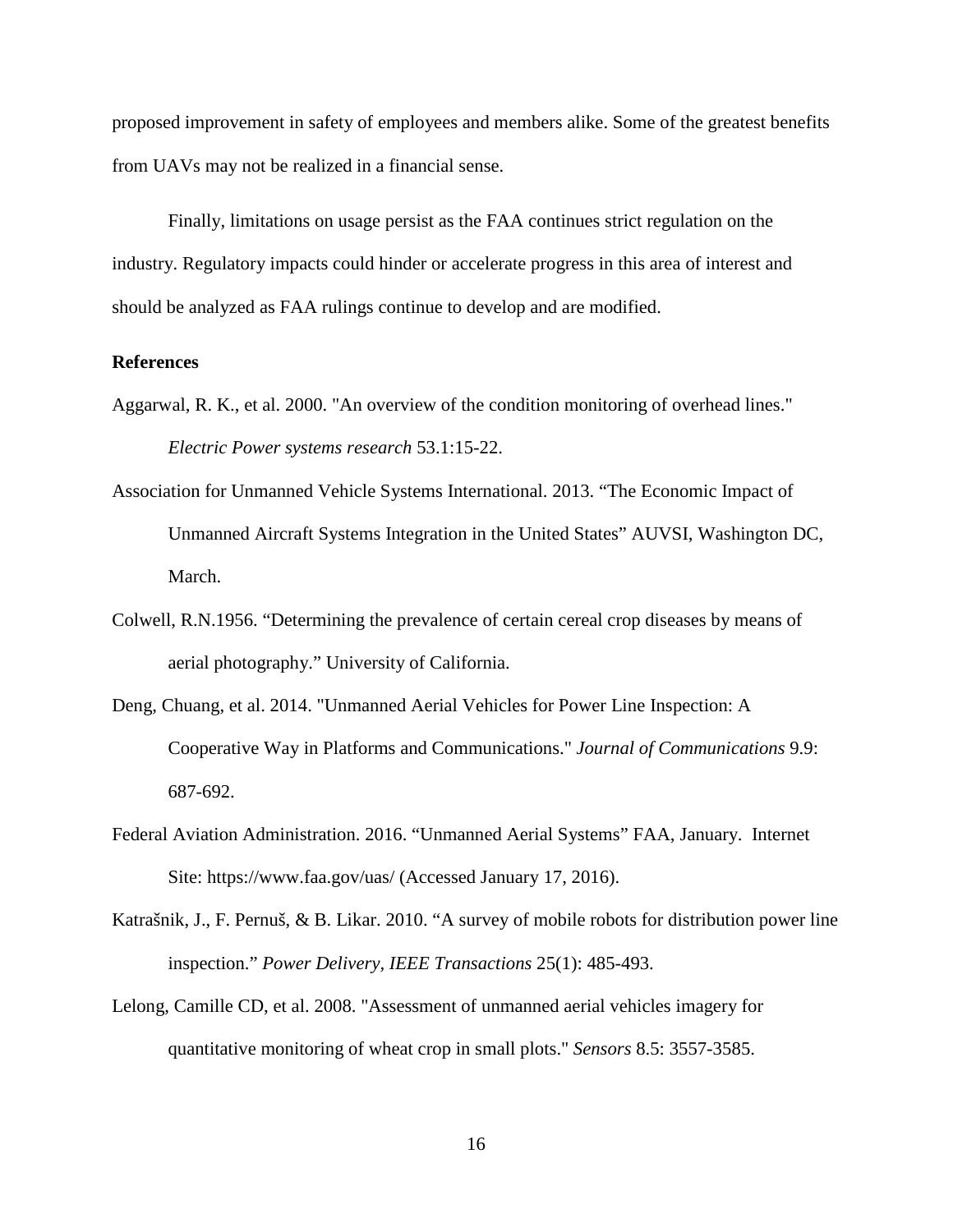proposed improvement in safety of employees and members alike. Some of the greatest benefits from UAVs may not be realized in a financial sense.

Finally, limitations on usage persist as the FAA continues strict regulation on the industry. Regulatory impacts could hinder or accelerate progress in this area of interest and should be analyzed as FAA rulings continue to develop and are modified.

**References**

Aggarwal, R. K., et al. 2000. "An overview of the condition monitoring of overhead lines." *Electric Power systems research* 53.1:15-22.

Association for Unmanned Vehicle Systems International. 2013. "The Economic Impact of Unmanned Aircraft Systems Integration in the United States" AUVSI, Washington DC, March.

Colwell, R.N.1956. "Determining the prevalence of certain cereal crop diseases by means of aerial photography." University of California.

Deng, Chuang, et al. 2014. "Unmanned Aerial Vehicles for Power Line Inspection: A Cooperative Way in Platforms and Communications." *Journal of Communications* 9.9: 687-692.

Federal Aviation Administration. 2016. "Unmanned Aerial Systems" FAA, January. Internet Site: https://www.faa.gov/uas/ (Accessed January 17, 2016).

Katrašnik, J., F. Pernuš, & B. Likar. 2010. "A survey of mobile robots for distribution power line inspection." *Power Delivery, IEEE Transactions* 25(1): 485-493.

Lelong, Camille CD, et al. 2008. "Assessment of unmanned aerial vehicles imagery for quantitative monitoring of wheat crop in small plots." *Sensors* 8.5: 3557-3585.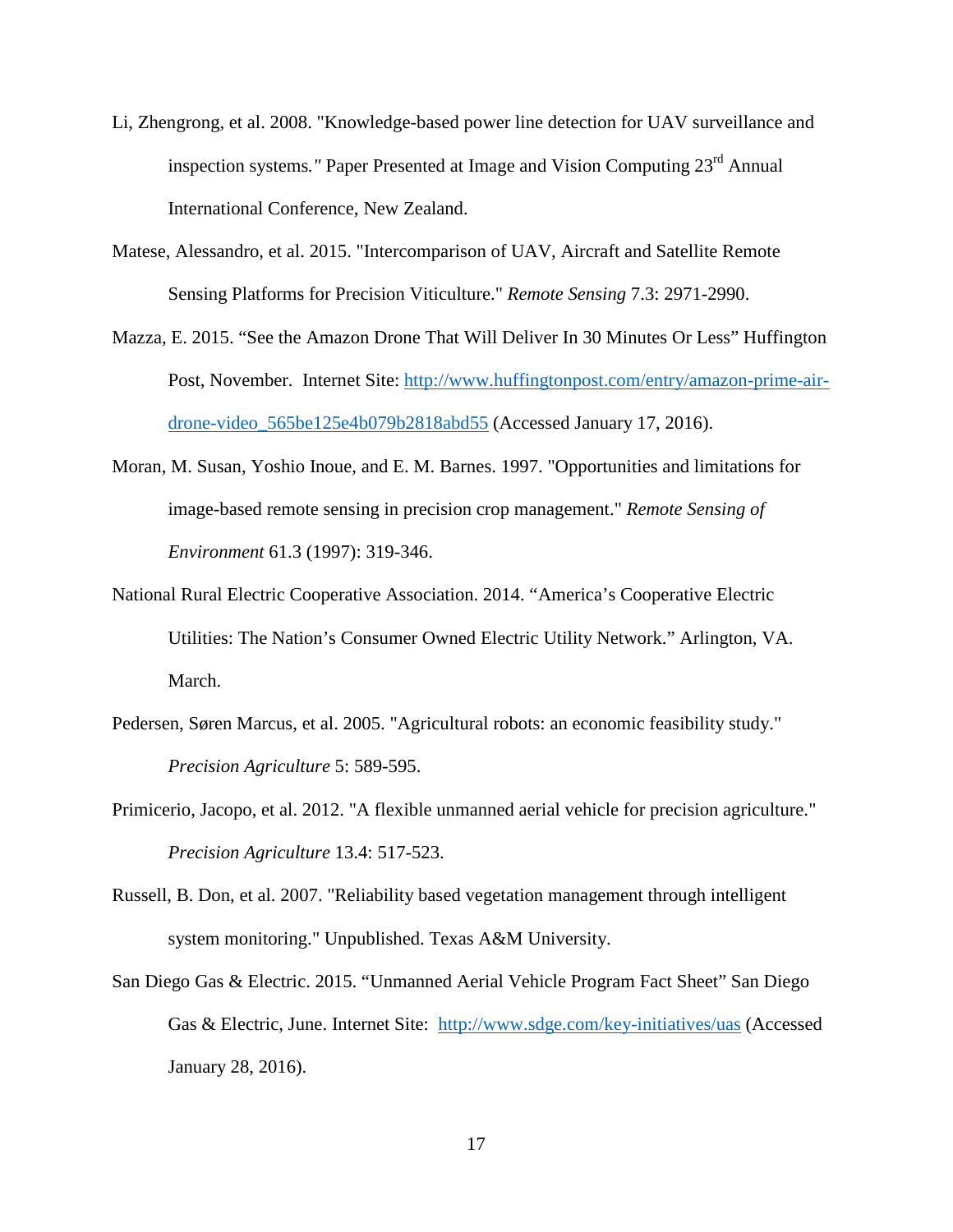Li, Zhengrong, et al. 2008. "Knowledge-based power line detection for UAV surveillance and inspection systems*."* Paper Presented at Image and Vision Computing 23rd Annual International Conference, New Zealand.

Matese, Alessandro, et al. 2015. "Intercomparison of UAV, Aircraft and Satellite Remote Sensing Platforms for Precision Viticulture." *Remote Sensing* 7.3: 2971-2990.

Mazza, E. 2015. "See the Amazon Drone That Will Deliver In 30 Minutes Or Less" Huffington Post, November. Internet Site: http://www.huffingtonpost.com/entry/amazon-prime-air-drone-video_565be125e4b079b2818abd55 (Accessed January 17, 2016).

Moran, M. Susan, Yoshio Inoue, and E. M. Barnes. 1997. "Opportunities and limitations for image-based remote sensing in precision crop management." *Remote Sensing of Environment* 61.3 (1997): 319-346.

National Rural Electric Cooperative Association. 2014. "America's Cooperative Electric Utilities: The Nation's Consumer Owned Electric Utility Network." Arlington, VA. March.

Pedersen, Søren Marcus, et al. 2005. "Agricultural robots: an economic feasibility study." *Precision Agriculture* 5: 589-595.

Primicerio, Jacopo, et al. 2012. "A flexible unmanned aerial vehicle for precision agriculture." *Precision Agriculture* 13.4: 517-523.

Russell, B. Don, et al. 2007. "Reliability based vegetation management through intelligent system monitoring." Unpublished. Texas A&M University.

San Diego Gas & Electric. 2015. "Unmanned Aerial Vehicle Program Fact Sheet" San Diego Gas & Electric, June. Internet Site: http://www.sdge.com/key-initiatives/uas (Accessed January 28, 2016).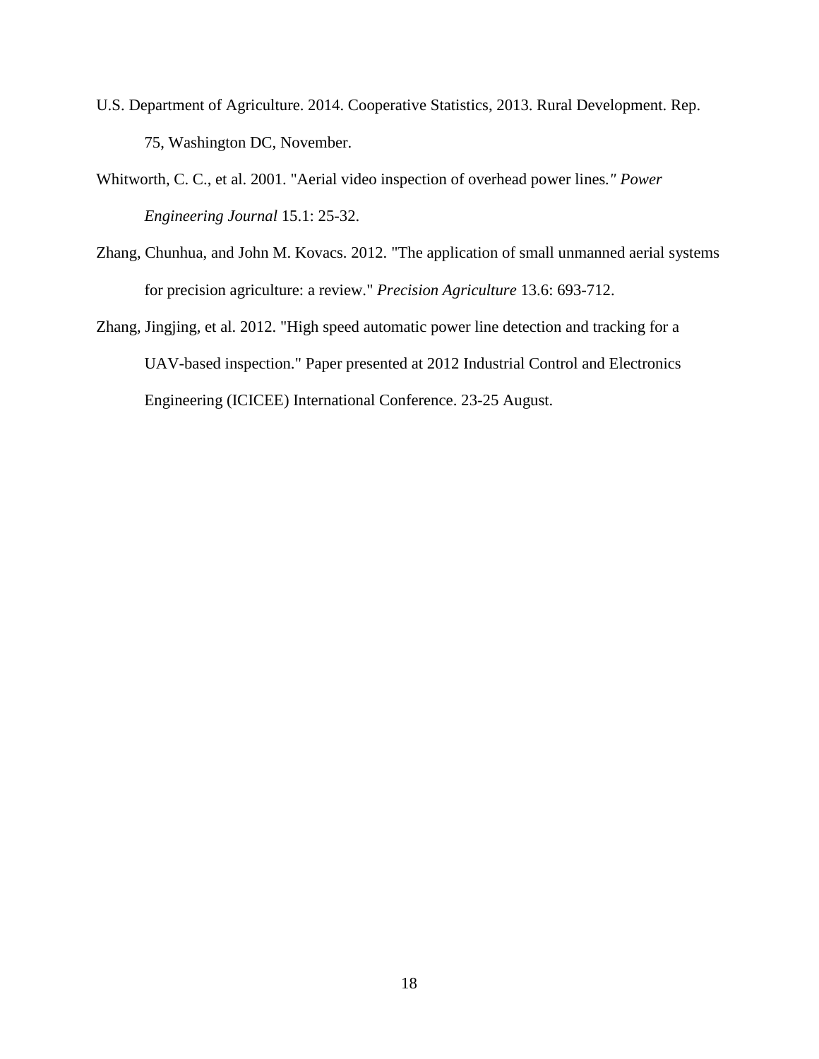U.S. Department of Agriculture. 2014. Cooperative Statistics, 2013. Rural Development. Rep. 75, Washington DC, November.

Whitworth, C. C., et al. 2001. "Aerial video inspection of overhead power lines." *Power Engineering Journal* 15.1: 25-32.

Zhang, Chunhua, and John M. Kovacs. 2012. "The application of small unmanned aerial systems for precision agriculture: a review." *Precision Agriculture* 13.6: 693-712.

Zhang, Jingjing, et al. 2012. "High speed automatic power line detection and tracking for a UAV-based inspection." Paper presented at 2012 Industrial Control and Electronics Engineering (ICICEE) International Conference. 23-25 August.